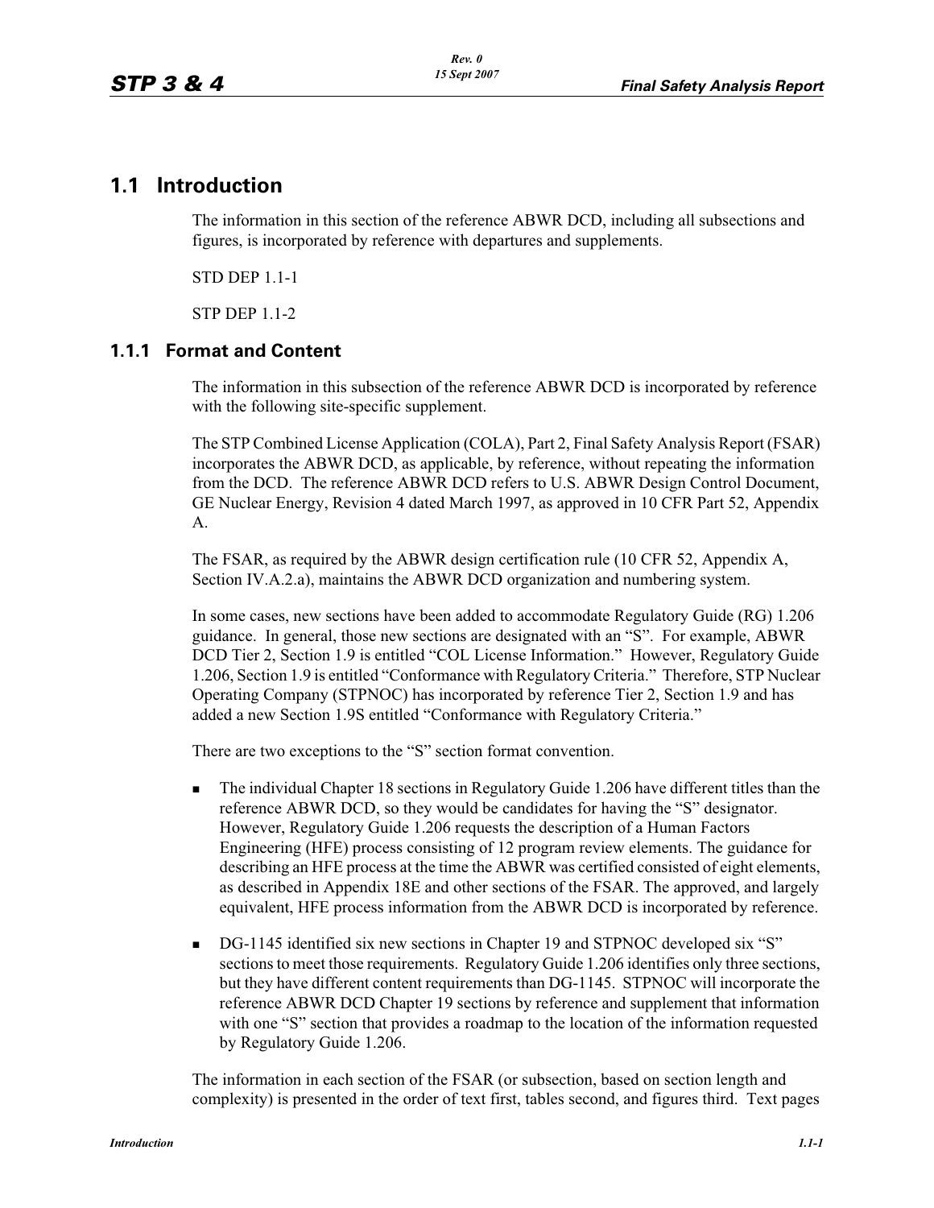# 1.1 Introduction

The information in this section of the reference ABWR DCD, including all subsections and figures, is incorporated by reference with departures and supplements.

STD DEP 1.1-1

STP DEP 1.1-2

## 1.1.1 Format and Content

The information in this subsection of the reference ABWR DCD is incorporated by reference with the following site-specific supplement.

The STP Combined License Application (COLA), Part 2, Final Safety Analysis Report (FSAR) incorporates the ABWR DCD, as applicable, by reference, without repeating the information from the DCD. The reference ABWR DCD refers to U.S. ABWR Design Control Document, GE Nuclear Energy, Revision 4 dated March 1997, as approved in 10 CFR Part 52, Appendix A.

The FSAR, as required by the ABWR design certification rule (10 CFR 52, Appendix A, Section IV.A.2.a), maintains the ABWR DCD organization and numbering system.

In some cases, new sections have been added to accommodate Regulatory Guide (RG) 1.206 guidance. In general, those new sections are designated with an "S". For example, ABWR DCD Tier 2, Section 1.9 is entitled "COL License Information." However, Regulatory Guide 1.206, Section 1.9 is entitled "Conformance with Regulatory Criteria." Therefore, STP Nuclear Operating Company (STPNOC) has incorporated by reference Tier 2, Section 1.9 and has added a new Section 1.9S entitled "Conformance with Regulatory Criteria."

There are two exceptions to the "S" section format convention.

- The individual Chapter 18 sections in Regulatory Guide 1.206 have different titles than the reference ABWR DCD, so they would be candidates for having the "S" designator. However, Regulatory Guide 1.206 requests the description of a Human Factors Engineering (HFE) process consisting of 12 program review elements. The guidance for describing an HFE process at the time the ABWR was certified consisted of eight elements, as described in Appendix 18E and other sections of the FSAR. The approved, and largely equivalent, HFE process information from the ABWR DCD is incorporated by reference.
- DG-1145 identified six new sections in Chapter 19 and STPNOC developed six "S" sections to meet those requirements. Regulatory Guide 1.206 identifies only three sections, but they have different content requirements than DG-1145. STPNOC will incorporate the reference ABWR DCD Chapter 19 sections by reference and supplement that information with one "S" section that provides a roadmap to the location of the information requested by Regulatory Guide 1.206.

The information in each section of the FSAR (or subsection, based on section length and complexity) is presented in the order of text first, tables second, and figures third. Text pages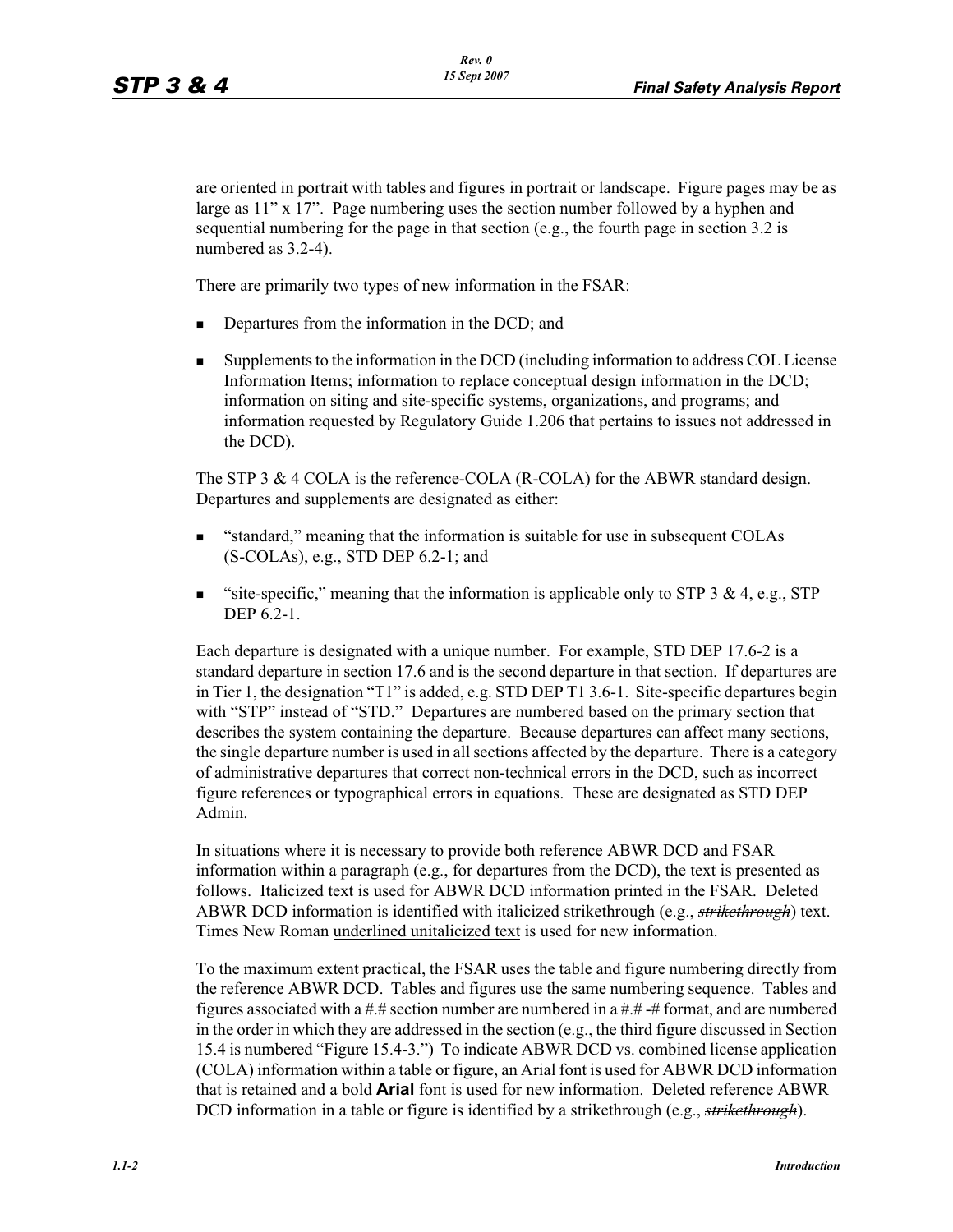are oriented in portrait with tables and figures in portrait or landscape. Figure pages may be as large as 11" x 17". Page numbering uses the section number followed by a hyphen and sequential numbering for the page in that section (e.g., the fourth page in section 3.2 is numbered as 3.2-4).

There are primarily two types of new information in the FSAR:

- Departures from the information in the DCD; and
- Supplements to the information in the DCD (including information to address COL License Information Items; information to replace conceptual design information in the DCD; information on siting and site-specific systems, organizations, and programs; and information requested by Regulatory Guide 1.206 that pertains to issues not addressed in the DCD).

The STP 3 & 4 COLA is the reference-COLA (R-COLA) for the ABWR standard design. Departures and supplements are designated as either:

- "standard," meaning that the information is suitable for use in subsequent COLAs (S-COLAs), e.g., STD DEP 6.2-1; and
- "site-specific," meaning that the information is applicable only to STP 3 & 4, e.g., STP DEP 6.2-1.

Each departure is designated with a unique number. For example, STD DEP 17.6-2 is a standard departure in section 17.6 and is the second departure in that section. If departures are in Tier 1, the designation "T1" is added, e.g. STD DEP T1 3.6-1. Site-specific departures begin with "STP" instead of "STD." Departures are numbered based on the primary section that describes the system containing the departure. Because departures can affect many sections, the single departure number is used in all sections affected by the departure. There is a category of administrative departures that correct non-technical errors in the DCD, such as incorrect figure references or typographical errors in equations. These are designated as STD DEP Admin.

In situations where it is necessary to provide both reference ABWR DCD and FSAR information within a paragraph (e.g., for departures from the DCD), the text is presented as follows. Italicized text is used for ABWR DCD information printed in the FSAR. Deleted ABWR DCD information is identified with italicized strikethrough (e.g., ~~*strikethrough*~~) text. Times New Roman <u>underlined unitalicized text</u> is used for new information.

To the maximum extent practical, the FSAR uses the table and figure numbering directly from the reference ABWR DCD. Tables and figures use the same numbering sequence. Tables and figures associated with a #.# section number are numbered in a #.# -# format, and are numbered in the order in which they are addressed in the section (e.g., the third figure discussed in Section 15.4 is numbered "Figure 15.4-3.") To indicate ABWR DCD vs. combined license application (COLA) information within a table or figure, an Arial font is used for ABWR DCD information that is retained and a bold **Arial** font is used for new information. Deleted reference ABWR DCD information in a table or figure is identified by a strikethrough (e.g., ~~*strikethrough*~~).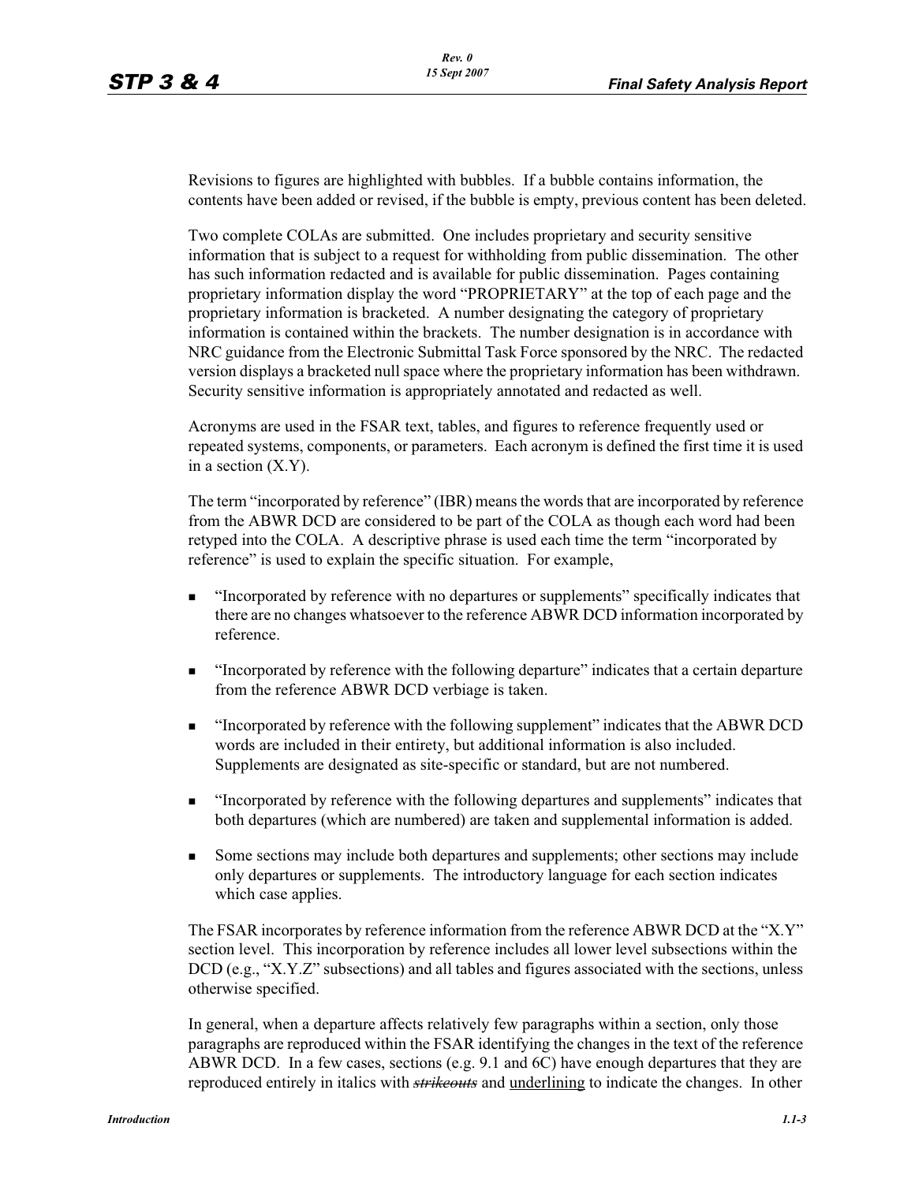Revisions to figures are highlighted with bubbles. If a bubble contains information, the contents have been added or revised, if the bubble is empty, previous content has been deleted.

Two complete COLAs are submitted. One includes proprietary and security sensitive information that is subject to a request for withholding from public dissemination. The other has such information redacted and is available for public dissemination. Pages containing proprietary information display the word "PROPRIETARY" at the top of each page and the proprietary information is bracketed. A number designating the category of proprietary information is contained within the brackets. The number designation is in accordance with NRC guidance from the Electronic Submittal Task Force sponsored by the NRC. The redacted version displays a bracketed null space where the proprietary information has been withdrawn. Security sensitive information is appropriately annotated and redacted as well.

Acronyms are used in the FSAR text, tables, and figures to reference frequently used or repeated systems, components, or parameters. Each acronym is defined the first time it is used in a section (X.Y).

The term "incorporated by reference" (IBR) means the words that are incorporated by reference from the ABWR DCD are considered to be part of the COLA as though each word had been retyped into the COLA. A descriptive phrase is used each time the term "incorporated by reference" is used to explain the specific situation. For example,

- "Incorporated by reference with no departures or supplements" specifically indicates that there are no changes whatsoever to the reference ABWR DCD information incorporated by reference.
- "Incorporated by reference with the following departure" indicates that a certain departure from the reference ABWR DCD verbiage is taken.
- "Incorporated by reference with the following supplement" indicates that the ABWR DCD words are included in their entirety, but additional information is also included. Supplements are designated as site-specific or standard, but are not numbered.
- "Incorporated by reference with the following departures and supplements" indicates that both departures (which are numbered) are taken and supplemental information is added.
- Some sections may include both departures and supplements; other sections may include only departures or supplements. The introductory language for each section indicates which case applies.

The FSAR incorporates by reference information from the reference ABWR DCD at the "X.Y" section level. This incorporation by reference includes all lower level subsections within the DCD (e.g., "X.Y.Z" subsections) and all tables and figures associated with the sections, unless otherwise specified.

In general, when a departure affects relatively few paragraphs within a section, only those paragraphs are reproduced within the FSAR identifying the changes in the text of the reference ABWR DCD. In a few cases, sections (e.g. 9.1 and 6C) have enough departures that they are reproduced entirely in italics with ~~*strikeouts*~~ and <u>underlining</u> to indicate the changes. In other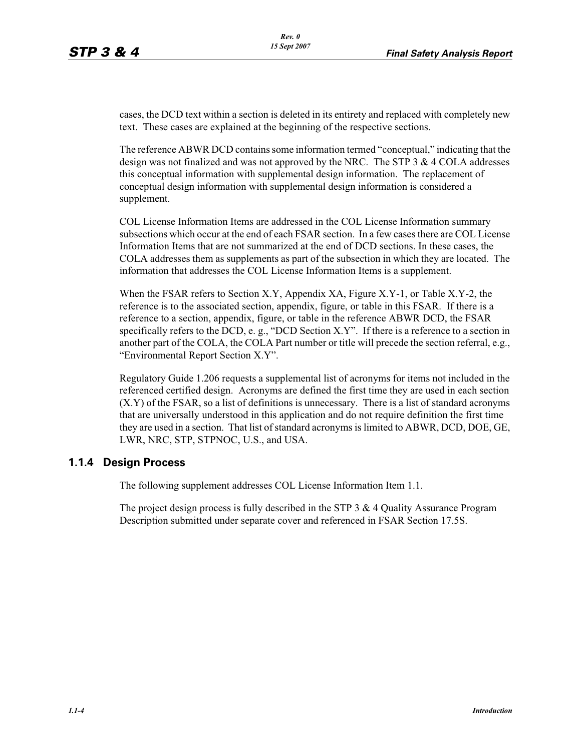cases, the DCD text within a section is deleted in its entirety and replaced with completely new text. These cases are explained at the beginning of the respective sections.

The reference ABWR DCD contains some information termed "conceptual," indicating that the design was not finalized and was not approved by the NRC. The STP 3 & 4 COLA addresses this conceptual information with supplemental design information. The replacement of conceptual design information with supplemental design information is considered a supplement.

COL License Information Items are addressed in the COL License Information summary subsections which occur at the end of each FSAR section. In a few cases there are COL License Information Items that are not summarized at the end of DCD sections. In these cases, the COLA addresses them as supplements as part of the subsection in which they are located. The information that addresses the COL License Information Items is a supplement.

When the FSAR refers to Section X.Y, Appendix XA, Figure X.Y-1, or Table X.Y-2, the reference is to the associated section, appendix, figure, or table in this FSAR. If there is a reference to a section, appendix, figure, or table in the reference ABWR DCD, the FSAR specifically refers to the DCD, e. g., "DCD Section X.Y". If there is a reference to a section in another part of the COLA, the COLA Part number or title will precede the section referral, e.g., "Environmental Report Section X.Y".

Regulatory Guide 1.206 requests a supplemental list of acronyms for items not included in the referenced certified design. Acronyms are defined the first time they are used in each section (X.Y) of the FSAR, so a list of definitions is unnecessary. There is a list of standard acronyms that are universally understood in this application and do not require definition the first time they are used in a section. That list of standard acronyms is limited to ABWR, DCD, DOE, GE, LWR, NRC, STP, STPNOC, U.S., and USA.

### 1.1.4 Design Process

The following supplement addresses COL License Information Item 1.1.

The project design process is fully described in the STP 3 & 4 Quality Assurance Program Description submitted under separate cover and referenced in FSAR Section 17.5S.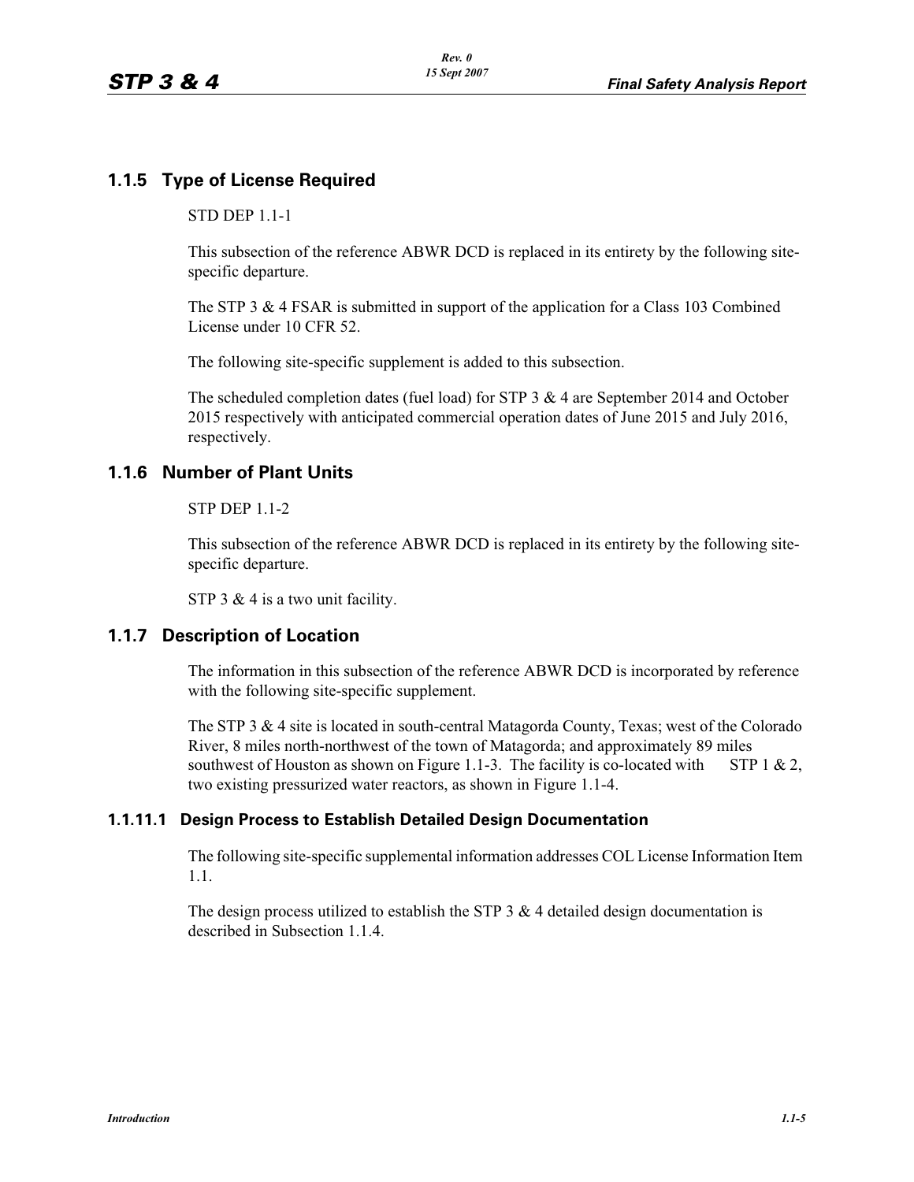## 1.1.5 Type of License Required

STD DEP 1.1-1

This subsection of the reference ABWR DCD is replaced in its entirety by the following site-specific departure.

The STP 3 & 4 FSAR is submitted in support of the application for a Class 103 Combined License under 10 CFR 52.

The following site-specific supplement is added to this subsection.

The scheduled completion dates (fuel load) for STP 3 & 4 are September 2014 and October 2015 respectively with anticipated commercial operation dates of June 2015 and July 2016, respectively.

## 1.1.6 Number of Plant Units

STP DEP 1.1-2

This subsection of the reference ABWR DCD is replaced in its entirety by the following site-specific departure.

STP 3 & 4 is a two unit facility.

## 1.1.7 Description of Location

The information in this subsection of the reference ABWR DCD is incorporated by reference with the following site-specific supplement.

The STP 3 & 4 site is located in south-central Matagorda County, Texas; west of the Colorado River, 8 miles north-northwest of the town of Matagorda; and approximately 89 miles southwest of Houston as shown on Figure 1.1-3. The facility is co-located with STP 1 & 2, two existing pressurized water reactors, as shown in Figure 1.1-4.

### 1.1.11.1 Design Process to Establish Detailed Design Documentation

The following site-specific supplemental information addresses COL License Information Item 1.1.

The design process utilized to establish the STP 3 & 4 detailed design documentation is described in Subsection 1.1.4.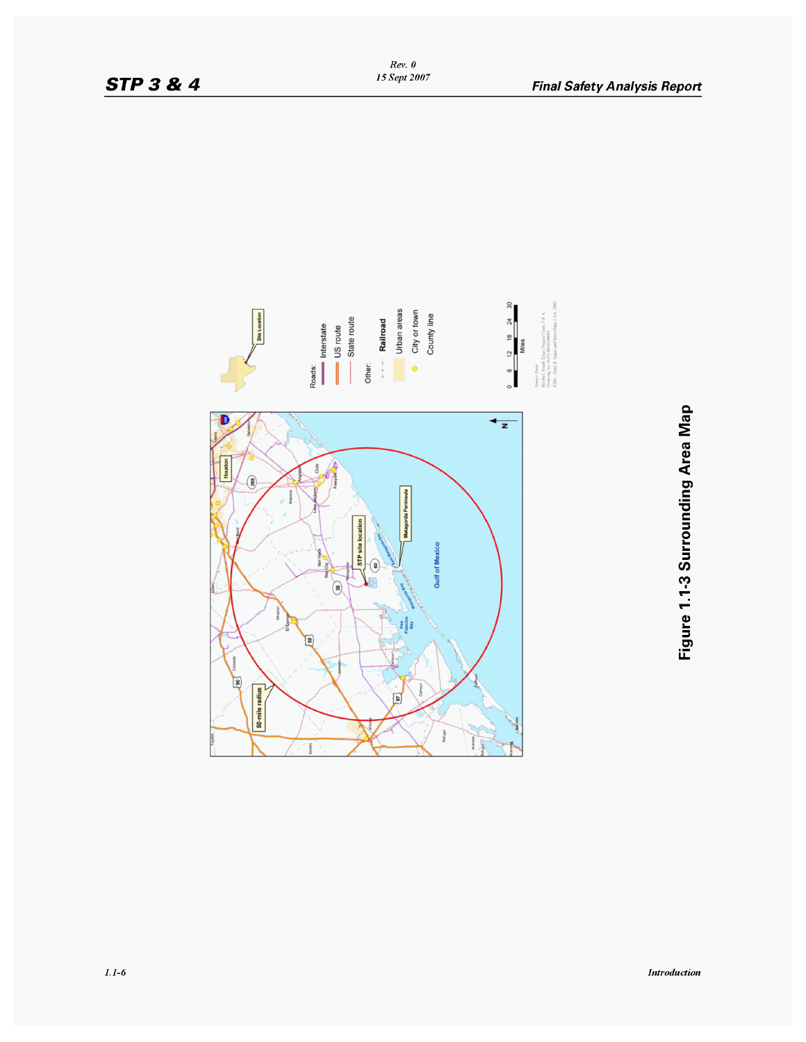Figure 1.1-3 Surrounding Area Map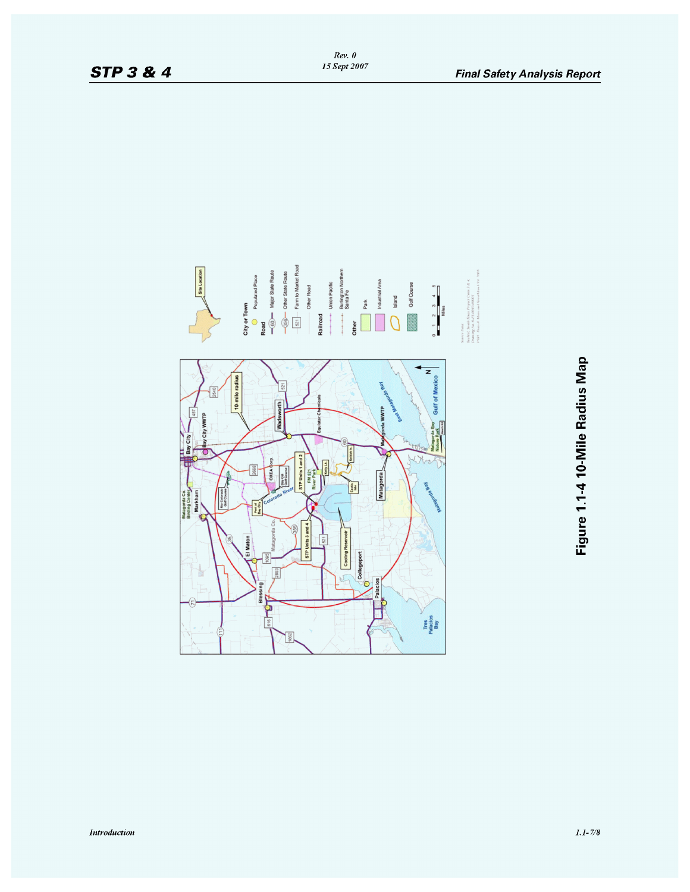10-mile radius

Bay City
Bay City WWTP
Wadsworth
Equistar Chemicals
Matagorda WWTP
East Matagorda Bay
Gulf of Mexico
Matagorda Bay Nature Park
Matagorda
Matagorda Bay
STP Units 1 and 2
FM 521 River Park
Kelly Lk
Selkirk Is
Castle Isle
OXEA Corp.
Bay Oak Golf Course
Rio Colorado Golf Course
Port of Bay City
Colorado River
Markham
Matagorda Co. Birding Center
El Maton
Matagorda Co.
STP Units 3 and 4
Cooling Reservoir
Collegeport
Blessing
Palacios
Tres Palacios Bay

457
2540
521
60
2668
35
356
1095
2853
71
111
616
1862

Site Location

City or Town
Populated Place
Road
60 Major State Route
356 Other State Route
521 Farm to Market Road
Other Road
Railroad
Union Pacific
Burlington Northern Santa Fe
Other
Park
Industrial Area
Island
Golf Course

0 1 2 3 4 5
Miles

N

Figure 1.1-4 10-Mile Radius Map